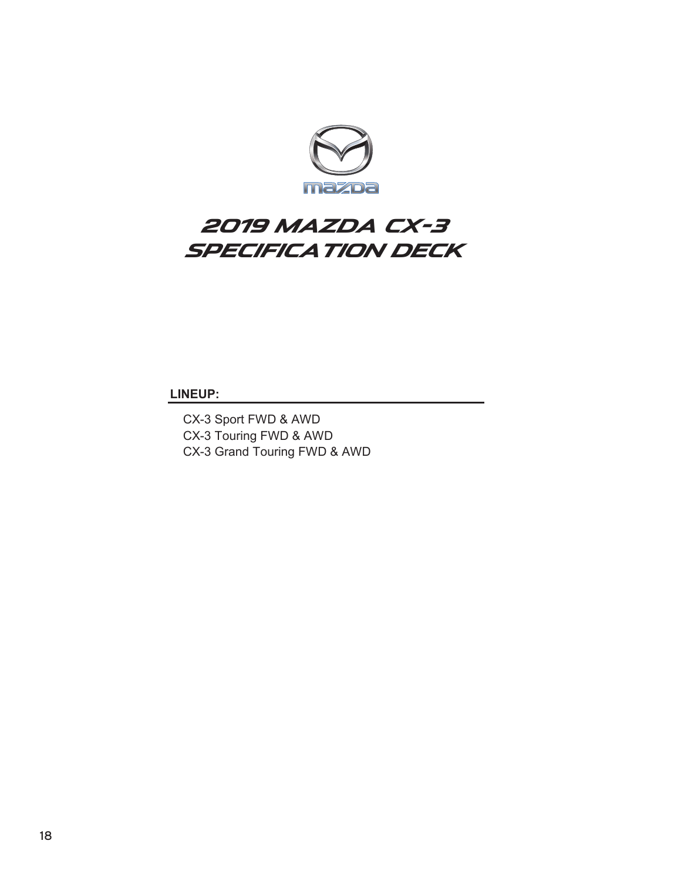# 2019 MAZDA CX-3 SPECIFICATION DECK

**LINEUP:**

CX-3 Sport FWD & AWD
CX-3 Touring FWD & AWD
CX-3 Grand Touring FWD & AWD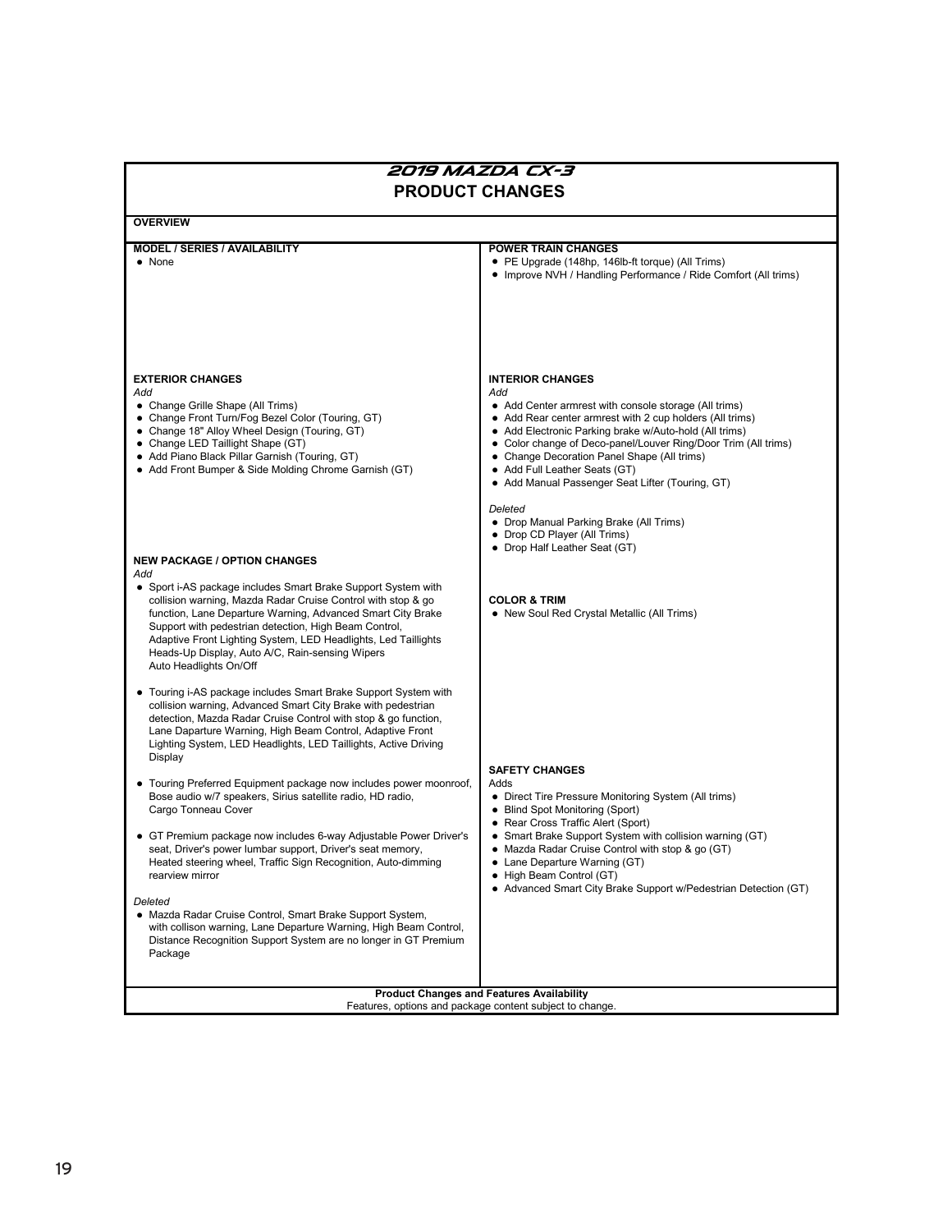# 2019 MAZDA CX-3

## PRODUCT CHANGES

### OVERVIEW

**MODEL / SERIES / AVAILABILITY**

- None

**POWER TRAIN CHANGES**

- PE Upgrade (148hp, 146lb-ft torque) (All Trims)
- Improve NVH / Handling Performance / Ride Comfort (All trims)

**EXTERIOR CHANGES**

*Add*

- Change Grille Shape (All Trims)
- Change Front Turn/Fog Bezel Color (Touring, GT)
- Change 18" Alloy Wheel Design (Touring, GT)
- Change LED Taillight Shape (GT)
- Add Piano Black Pillar Garnish (Touring, GT)
- Add Front Bumper & Side Molding Chrome Garnish (GT)

**NEW PACKAGE / OPTION CHANGES**

*Add*

- Sport i-AS package includes Smart Brake Support System with collision warning, Mazda Radar Cruise Control with stop & go function, Lane Departure Warning, Advanced Smart City Brake Support with pedestrian detection, High Beam Control, Adaptive Front Lighting System, LED Headlights, Led Taillights Heads-Up Display, Auto A/C, Rain-sensing Wipers Auto Headlights On/Off
- Touring i-AS package includes Smart Brake Support System with collision warning, Advanced Smart City Brake with pedestrian detection, Mazda Radar Cruise Control with stop & go function, Lane Daparture Warning, High Beam Control, Adaptive Front Lighting System, LED Headlights, LED Taillights, Active Driving Display
- Touring Preferred Equipment package now includes power moonroof, Bose audio w/7 speakers, Sirius satellite radio, HD radio, Cargo Tonneau Cover
- GT Premium package now includes 6-way Adjustable Power Driver's seat, Driver's power lumbar support, Driver's seat memory, Heated steering wheel, Traffic Sign Recognition, Auto-dimming rearview mirror

*Deleted*

- Mazda Radar Cruise Control, Smart Brake Support System, with collison warning, Lane Departure Warning, High Beam Control, Distance Recognition Support System are no longer in GT Premium Package

**INTERIOR CHANGES**

*Add*

- Add Center armrest with console storage (All trims)
- Add Rear center armrest with 2 cup holders (All trims)
- Add Electronic Parking brake w/Auto-hold (All trims)
- Color change of Deco-panel/Louver Ring/Door Trim (All trims)
- Change Decoration Panel Shape (All trims)
- Add Full Leather Seats (GT)
- Add Manual Passenger Seat Lifter (Touring, GT)

*Deleted*

- Drop Manual Parking Brake (All Trims)
- Drop CD Player (All Trims)
- Drop Half Leather Seat (GT)

**COLOR & TRIM**

- New Soul Red Crystal Metallic (All Trims)

**SAFETY CHANGES**

Adds

- Direct Tire Pressure Monitoring System (All trims)
- Blind Spot Monitoring (Sport)
- Rear Cross Traffic Alert (Sport)
- Smart Brake Support System with collision warning (GT)
- Mazda Radar Cruise Control with stop & go (GT)
- Lane Departure Warning (GT)
- High Beam Control (GT)
- Advanced Smart City Brake Support w/Pedestrian Detection (GT)

**Product Changes and Features Availability**
Features, options and package content subject to change.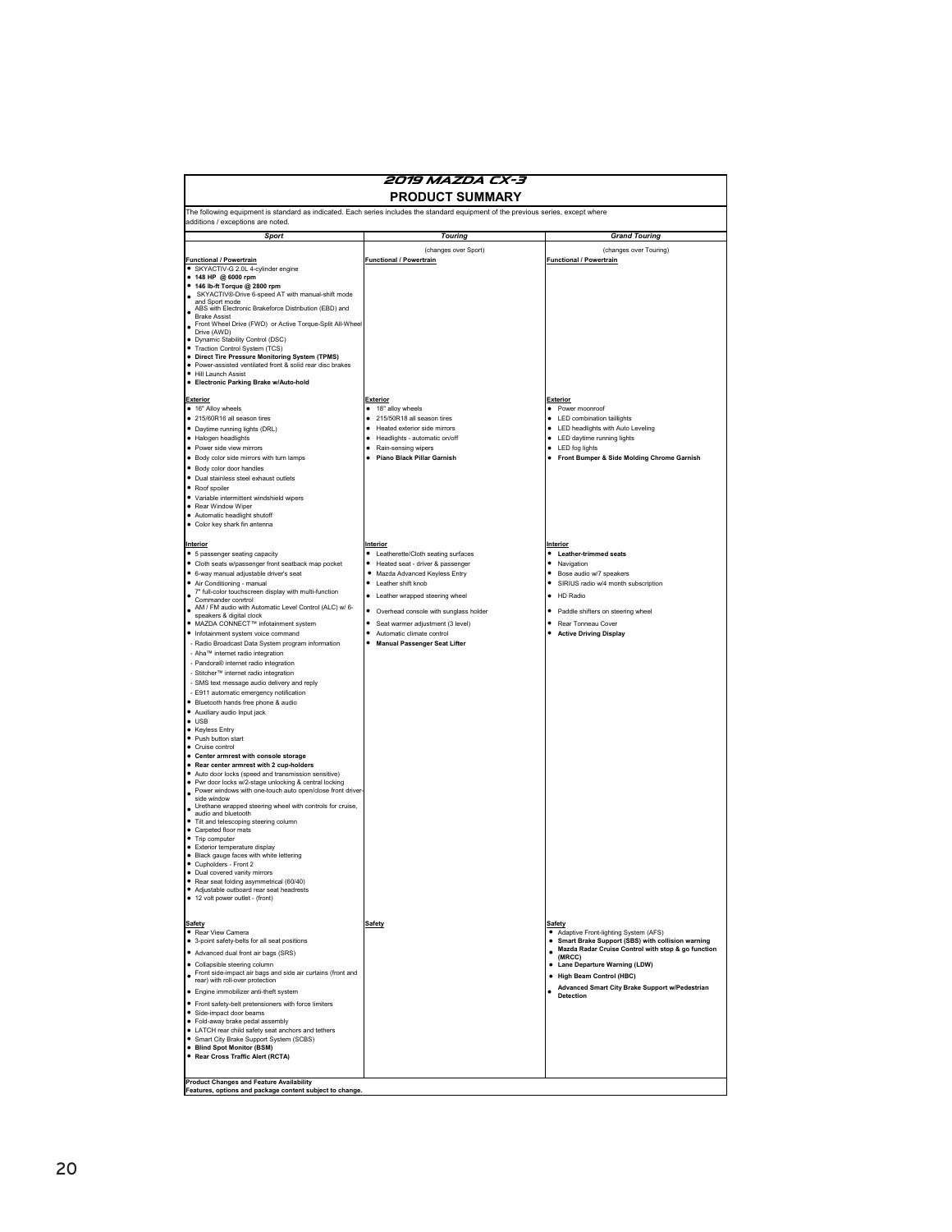# 2019 MAZDA CX-3

## PRODUCT SUMMARY

The following equipment is standard as indicated. Each series includes the standard equipment of the previous series, except where additions / exceptions are noted.

| *Sport* | *Touring* | *Grand Touring* |
|---|---|---|
| | (changes over Sport) | (changes over Touring) |
| **Functional / Powertrain** | **Functional / Powertrain** | **Functional / Powertrain** |
| • SKYACTIV-G 2.0L 4-cylinder engine<br>• **148 HP @ 6000 rpm**<br>• **146 lb-ft Torque @ 2800 rpm**<br>• SKYACTIV®-Drive 6-speed AT with manual-shift mode and Sport mode<br>• ABS with Electronic Brakeforce Distribution (EBD) and Brake Assist<br>• Front Wheel Drive (FWD) or Active Torque-Split All-Wheel Drive (AWD)<br>• Dynamic Stability Control (DSC)<br>• Traction Control System (TCS)<br>• **Direct Tire Pressure Monitoring System (TPMS)**<br>• Power-assisted ventilated front & solid rear disc brakes<br>• Hill Launch Assist<br>• **Electronic Parking Brake w/Auto-hold** | | |
| **Exterior** | **Exterior** | **Exterior** |
| • 16" Alloy wheels<br>• 215/60R16 all season tires<br>• Daytime running lights (DRL)<br>• Halogen headlights<br>• Power side view mirrors<br>• Body color side mirrors with turn lamps<br>• Body color door handles<br>• Dual stainless steel exhaust outlets<br>• Roof spoiler<br>• Variable intermittent windshield wipers<br>• Rear Window Wiper<br>• Automatic headlight shutoff<br>• Color key shark fin antenna | • 18" alloy wheels<br>• 215/50R18 all season tires<br>• Heated exterior side mirrors<br>• Headlights - automatic on/off<br>• Rain-sensing wipers<br>• **Piano Black Pillar Garnish** | • Power moonroof<br>• LED combination taillights<br>• LED headlights with Auto Leveling<br>• LED daytime running lights<br>• LED fog lights<br>• **Front Bumper & Side Molding Chrome Garnish** |
| **Interior** | **Interior** | **Interior** |
| • 5 passenger seating capacity<br>• Cloth seats w/passenger front seatback map pocket<br>• 6-way manual adjustable driver's seat<br>• Air Conditioning - manual<br>• 7" full-color touchscreen display with multi-function Commander conrtrol<br>• AM / FM audio with Automatic Level Control (ALC) w/ 6-speakers & digital clock<br>• MAZDA CONNECT™ infotainment system<br>• Infotainment system voice command<br>- Radio Broadcast Data System program information<br>- Aha™ internet radio integration<br>- Pandora® internet radio integration<br>- Stitcher™ internet radio integration<br>- SMS text message audio delivery and reply<br>- E911 automatic emergency notification<br>• Bluetooth hands free phone & audio<br>• Auxiliary audio Input jack<br>• USB<br>• Keyless Entry<br>• Push button start<br>• Cruise control<br>• **Center armrest with console storage**<br>• **Rear center armrest with 2 cup-holders**<br>• Auto door locks (speed and transmission sensitive)<br>• Pwr door locks w/2-stage unlocking & central locking<br>• Power windows with one-touch auto open/close front driver-side window<br>• Urethane wrapped steering wheel with controls for cruise, audio and bluetooth<br>• Tilt and telescoping steering column<br>• Carpeted floor mats<br>• Trip computer<br>• Exterior temperature display<br>• Black gauge faces with white lettering<br>• Cupholders - Front 2<br>• Dual covered vanity mirrors<br>• Rear seat folding asymmetrical (60/40)<br>• Adjustable outboard rear seat headrests<br>• 12 volt power outlet - (front) | • Leatherette/Cloth seating surfaces<br>• Heated seat - driver & passenger<br>• Mazda Advanced Keyless Entry<br>• Leather shift knob<br>• Leather wrapped steering wheel<br>• Overhead console with sunglass holder<br>• Seat warmer adjustment (3 level)<br>• Automatic climate control<br>• **Manual Passenger Seat Lifter** | • **Leather-trimmed seats**<br>• Navigation<br>• Bose audio w/7 speakers<br>• SIRIUS radio w/4 month subscription<br>• HD Radio<br>• Paddle shifters on steering wheel<br>• Rear Tonneau Cover<br>• **Active Driving Display** |
| **Safety** | **Safety** | **Safety** |
| • Rear View Camera<br>• 3-point safety-belts for all seat positions<br>• Advanced dual front air bags (SRS)<br>• Collapsible steering column<br>• Front side-impact air bags and side air curtains (front and rear) with roll-over protection<br>• Engine immobilizer anti-theft system<br>• Front safety-belt pretensioners with force limiters<br>• Side-impact door beams<br>• Fold-away brake pedal assembly<br>• LATCH rear child safety seat anchors and tethers<br>• Smart City Brake Support System (SCBS)<br>• **Blind Spot Monitor (BSM)**<br>• **Rear Cross Traffic Alert (RCTA)** | | • Adaptive Front-lighting System (AFS)<br>• **Smart Brake Support (SBS) with collision warning**<br>• **Mazda Radar Cruise Control with stop & go function (MRCC)**<br>• **Lane Departure Warning (LDW)**<br>• **High Beam Control (HBC)**<br>• **Advanced Smart City Brake Support w/Pedestrian Detection** |

**Product Changes and Feature Availability**
**Features, options and package content subject to change.**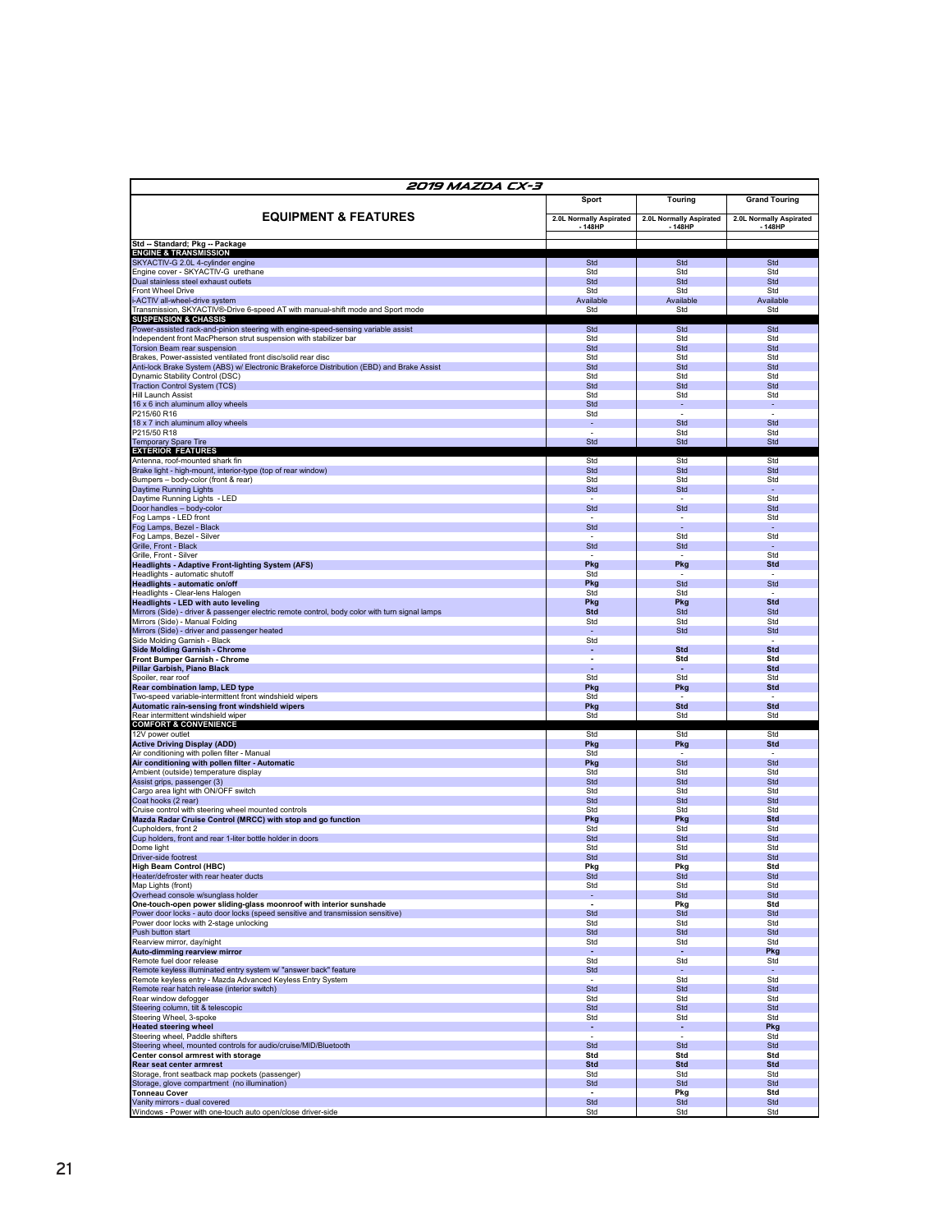| 2019 MAZDA CX-3 | | | |
|---|---|---|---|
| **EQUIPMENT & FEATURES** | **Sport** | **Touring** | **Grand Touring** |
| | **2.0L Normally Aspirated - 148HP** | **2.0L Normally Aspirated - 148HP** | **2.0L Normally Aspirated - 148HP** |
| **Std -- Standard; Pkg -- Package** | | | |
| **ENGINE & TRANSMISSION** | | | |
| SKYACTIV-G 2.0L 4-cylinder engine | Std | Std | Std |
| Engine cover - SKYACTIV-G urethane | Std | Std | Std |
| Dual stainless steel exhaust outlets | Std | Std | Std |
| Front Wheel Drive | Std | Std | Std |
| i-ACTIV all-wheel-drive system | Available | Available | Available |
| Transmission, SKYACTIV®-Drive 6-speed AT with manual-shift mode and Sport mode | Std | Std | Std |
| **SUSPENSION & CHASSIS** | | | |
| Power-assisted rack-and-pinion steering with engine-speed-sensing variable assist | Std | Std | Std |
| Independent front MacPherson strut suspension with stabilizer bar | Std | Std | Std |
| Torsion Beam rear suspension | Std | Std | Std |
| Brakes, Power-assisted ventilated front disc/solid rear disc | Std | Std | Std |
| Anti-lock Brake System (ABS) w/ Electronic Brakeforce Distribution (EBD) and Brake Assist | Std | Std | Std |
| Dynamic Stability Control (DSC) | Std | Std | Std |
| Traction Control System (TCS) | Std | Std | Std |
| Hill Launch Assist | Std | Std | Std |
| 16 x 6 inch aluminum alloy wheels | Std | - | - |
| P215/60 R16 | Std | - | - |
| 18 x 7 inch aluminum alloy wheels | - | Std | Std |
| P215/50 R18 | - | Std | Std |
| Temporary Spare Tire | Std | Std | Std |
| **EXTERIOR FEATURES** | | | |
| Antenna, roof-mounted shark fin | Std | Std | Std |
| Brake light - high-mount, interior-type (top of rear window) | Std | Std | Std |
| Bumpers – body-color (front & rear) | Std | Std | Std |
| Daytime Running Lights | Std | Std | - |
| Daytime Running Lights - LED | - | - | Std |
| Door handles – body-color | Std | Std | Std |
| Fog Lamps - LED front | - | - | Std |
| Fog Lamps, Bezel - Black | Std | - | - |
| Fog Lamps, Bezel - Silver | - | Std | Std |
| Grille, Front - Black | Std | Std | - |
| Grille, Front - Silver | - | - | Std |
| **Headlights - Adaptive Front-lighting System (AFS)** | **Pkg** | **Pkg** | **Std** |
| Headlights - automatic shutoff | Std | - | - |
| **Headlights - automatic on/off** | **Pkg** | Std | Std |
| Headlights - Clear-lens Halogen | Std | Std | - |
| **Headlights - LED with auto leveling** | **Pkg** | **Pkg** | **Std** |
| Mirrors (Side) - driver & passenger electric remote control, body color with turn signal lamps | **Std** | Std | Std |
| Mirrors (Side) - Manual Folding | Std | Std | Std |
| Mirrors (Side) - driver and passenger heated | - | Std | Std |
| Side Molding Garnish - Black | Std | - | - |
| **Side Molding Garnish - Chrome** | **-** | **Std** | **Std** |
| **Front Bumper Garnish - Chrome** | **-** | **Std** | **Std** |
| **Pillar Garbish, Piano Black** | **-** | **-** | **Std** |
| Spoiler, rear roof | Std | Std | Std |
| **Rear combination lamp, LED type** | **Pkg** | **Pkg** | **Std** |
| Two-speed variable-intermittent front windshield wipers | Std | - | - |
| **Automatic rain-sensing front windshield wipers** | **Pkg** | **Std** | **Std** |
| Rear intermittent windshield wiper | Std | Std | Std |
| **COMFORT & CONVENIENCE** | | | |
| 12V power outlet | Std | Std | Std |
| **Active Driving Display (ADD)** | **Pkg** | **Pkg** | **Std** |
| Air conditioning with pollen filter - Manual | Std | - | - |
| **Air conditioning with pollen filter - Automatic** | **Pkg** | Std | Std |
| Ambient (outside) temperature display | Std | Std | Std |
| Assist grips, passenger (3) | Std | Std | Std |
| Cargo area light with ON/OFF switch | Std | Std | Std |
| Coat hooks (2 rear) | Std | Std | Std |
| Cruise control with steering wheel mounted controls | Std | Std | Std |
| **Mazda Radar Cruise Control (MRCC) with stop and go function** | **Pkg** | **Pkg** | **Std** |
| Cupholders, front 2 | Std | Std | Std |
| Cup holders, front and rear 1-liter bottle holder in doors | Std | Std | Std |
| Dome light | Std | Std | Std |
| Driver-side footrest | Std | Std | Std |
| **High Beam Control (HBC)** | **Pkg** | **Pkg** | **Std** |
| Heater/defroster with rear heater ducts | Std | Std | Std |
| Map Lights (front) | Std | Std | Std |
| Overhead console w/sunglass holder | - | Std | Std |
| **One-touch-open power sliding-glass moonroof with interior sunshade** | **-** | **Pkg** | **Std** |
| Power door locks - auto door locks (speed sensitive and transmission sensitive) | Std | Std | Std |
| Power door locks with 2-stage unlocking | Std | Std | Std |
| Push button start | Std | Std | Std |
| Rearview mirror, day/night | Std | Std | Std |
| **Auto-dimming rearview mirror** | **-** | **-** | **Pkg** |
| Remote fuel door release | Std | Std | Std |
| Remote keyless illuminated entry system w/ "answer back" feature | Std | - | - |
| Remote keyless entry - Mazda Advanced Keyless Entry System | - | Std | Std |
| Remote rear hatch release (interior switch) | Std | Std | Std |
| Rear window defogger | Std | Std | Std |
| Steering column, tilt & telescopic | Std | Std | Std |
| Steering Wheel, 3-spoke | Std | Std | Std |
| **Heated steering wheel** | **-** | **-** | **Pkg** |
| Steering wheel, Paddle shifters | - | - | Std |
| Steering wheel, mounted controls for audio/cruise/MID/Bluetooth | Std | Std | Std |
| **Center consol armrest with storage** | **Std** | **Std** | **Std** |
| **Rear seat center armrest** | **Std** | **Std** | **Std** |
| Storage, front seatback map pockets (passenger) | Std | Std | Std |
| Storage, glove compartment (no illumination) | Std | Std | Std |
| **Tonneau Cover** | **-** | **Pkg** | **Std** |
| Vanity mirrors - dual covered | Std | Std | Std |
| Windows - Power with one-touch auto open/close driver-side | Std | Std | Std |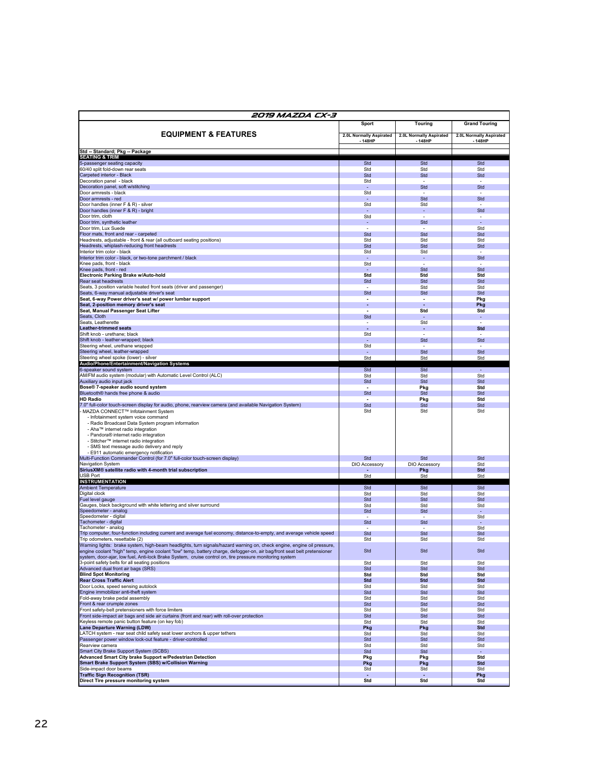# 2019 MAZDA CX-3

| EQUIPMENT & FEATURES | Sport | Touring | Grand Touring |
|---|---|---|---|
| | 2.0L Normally Aspirated - 148HP | 2.0L Normally Aspirated - 148HP | 2.0L Normally Aspirated - 148HP |
| **Std -- Standard; Pkg -- Package** | | | |
| **SEATING & TRIM** | | | |
| 5-passenger seating capacity | Std | Std | Std |
| 60/40 split fold-down rear seats | Std | Std | Std |
| Carpeted interior - Black | Std | Std | Std |
| Decoration panel - black | Std | - | - |
| Decoration panel, soft w/stitching | - | Std | Std |
| Door armrests - black | Std | - | - |
| Door armrests - red | - | Std | Std |
| Door handles (inner F & R) - silver | Std | Std | - |
| Door handles (inner F & R) - bright | - | - | Std |
| Door trim, cloth | Std | - | - |
| Door trim, synthetic leather | - | Std | - |
| Door trim, Lux Suede | - | - | Std |
| Floor mats, front and rear - carpeted | Std | Std | Std |
| Headrests, adjustable - front & rear (all outboard seating positions) | Std | Std | Std |
| Headrests, whiplash-reducing front headrests | Std | Std | Std |
| Interior trim color - black | Std | Std | - |
| Interior trim color - black, or two-tone parchment / black | - | - | Std |
| Knee pads, front - black | Std | - | - |
| Knee pads, front - red | - | Std | Std |
| **Electronic Parking Brake w/Auto-hold** | **Std** | **Std** | **Std** |
| Rear seat headrests | Std | Std | Std |
| Seats, 3 position variable heated front seats (driver and passenger) | - | Std | Std |
| Seats, 6-way manual adjustable driver's seat | Std | Std | Std |
| **Seat, 6-way Power driver's seat w/ power lumbar support** | **-** | **-** | **Pkg** |
| **Seat, 2-position memory driver's seat** | **-** | **-** | **Pkg** |
| **Seat, Manual Passenger Seat Lifter** | **-** | **Std** | **Std** |
| Seats, Cloth | Std | - | - |
| Seats, Leatherette | - | Std | - |
| **Leather-trimmed seats** | **-** | **-** | **Std** |
| Shift knob - urethane; black | Std | - | - |
| Shift knob - leather-wrapped; black | - | Std | Std |
| Steering wheel, urethane wrapped | Std | - | - |
| Steering wheel, leather-wrapped | - | Std | Std |
| Steering wheel spoke (lower) - silver | Std | Std | Std |
| **Audio/Phone/Entertainment/Navigation Systems** | | | |
| 6-speaker sound system | Std | Std | - |
| AM/FM audio system (modular) with Automatic Level Control (ALC) | Std | Std | Std |
| Auxiliary audio input jack | Std | Std | Std |
| **Bose® 7-speaker audio sound system** | **-** | **Pkg** | **Std** |
| Bluetooth® hands free phone & audio | Std | Std | Std |
| **HD Radio** | **-** | **Pkg** | **Std** |
| 7.0" full-color touch-screen display for audio, phone, rearview camera (and available Navigation System) | Std | Std | Std |
| - MAZDA CONNECT™ Infotainment System<br>- Infotainment system voice command<br>- Radio Broadcast Data System program information<br>- Aha™ internet radio integration<br>- Pandora® internet radio integration<br>- Stitcher™ internet radio integration<br>- SMS text message audio delivery and reply<br>- E911 automatic emergency notification | Std | Std | Std |
| Multi-Function Commander Control (for 7.0" full-color touch-screen display) | Std | Std | Std |
| Navigation System | DIO Accessory | DIO Accessory | Std |
| **SiriusXM® satellite radio with 4-month trial subscription** | **-** | **Pkg** | **Std** |
| USB Port | Std | Std | Std |
| **INSTRUMENTATION** | | | |
| Ambient Temperature | Std | Std | Std |
| Digital clock | Std | Std | Std |
| Fuel level gauge | Std | Std | Std |
| Gauges, black background with white lettering and silver surround | Std | Std | Std |
| Speedometer - analog | Std | Std | - |
| Speedometer - digital | - | - | Std |
| Tachometer - digital | Std | Std | - |
| Tachometer - analog | - | - | Std |
| Trip computer, four-function including current and average fuel economy, distance-to-empty, and average vehicle speed | Std | Std | Std |
| Trip odometers, resettable (2) | Std | Std | Std |
| Warning lights: brake system, high-beam headlights, turn signals/hazard warning on, check engine, engine oil pressure, engine coolant "high" temp, engine coolant "low" temp, battery charge, defogger-on, air bag/front seat belt pretensioner system, door-ajar, low fuel, Anti-lock Brake System, cruise control on, tire pressure monitoring system | Std | Std | Std |
| 3-point safety belts for all seating positions | Std | Std | Std |
| Advanced dual front air bags (SRS) | Std | Std | Std |
| **Blind Spot Monitoring** | **Std** | **Std** | **Std** |
| **Rear Cross Traffic Alert** | **Std** | **Std** | **Std** |
| Door Locks, speed sensing autolock | Std | Std | Std |
| Engine immobilizer anti-theft system | Std | Std | Std |
| Fold-away brake pedal assembly | Std | Std | Std |
| Front & rear crumple zones | Std | Std | Std |
| Front safety-belt pretensioners with force limiters | Std | Std | Std |
| Front side-impact air bags and side air curtains (front and rear) with roll-over protection | Std | Std | Std |
| Keyless remote panic button feature (on key fob) | Std | Std | Std |
| **Lane Departure Warning (LDW)** | **Pkg** | **Pkg** | **Std** |
| LATCH system - rear seat child safety seat lower anchors & upper tethers | Std | Std | Std |
| Passenger power window lock-out feature - driver-controlled | Std | Std | Std |
| Rearview camera | Std | Std | Std |
| Smart City Brake Support System (SCBS) | Std | Std | - |
| **Advanced Smart City brake Support w/Pedestrian Detection** | **Pkg** | **Pkg** | **Std** |
| **Smart Brake Support System (SBS) w/Collision Warning** | **Pkg** | **Pkg** | **Std** |
| Side-impact door beams | Std | Std | Std |
| **Traffic Sign Recognition (TSR)** | **-** | **-** | **Pkg** |
| **Direct Tire pressure monitoring system** | **Std** | **Std** | **Std** |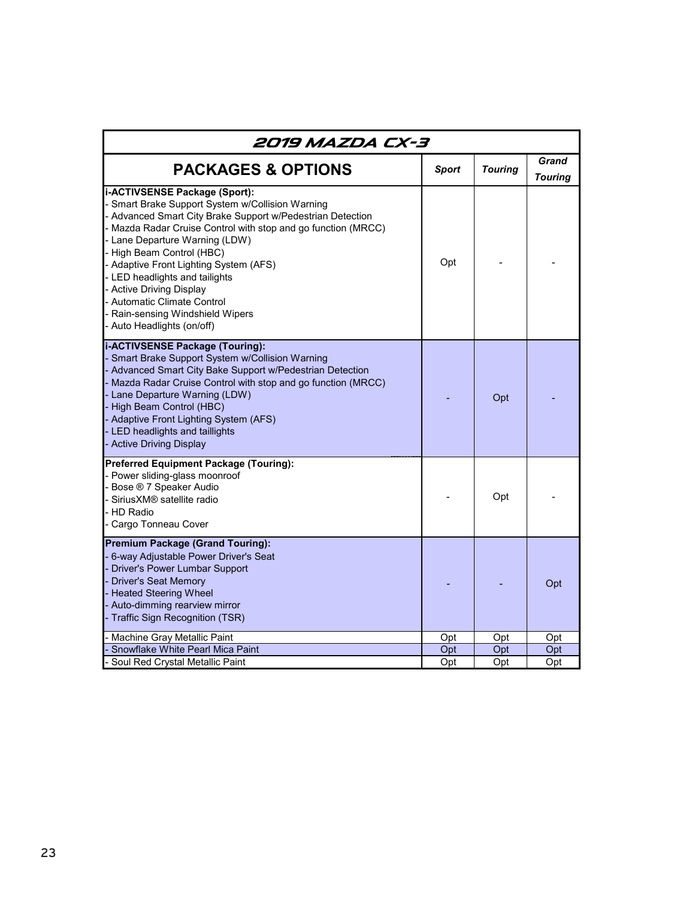| 2019 MAZDA CX-3 | | | |
|---|---|---|---|
| **PACKAGES & OPTIONS** | ***Sport*** | ***Touring*** | ***Grand Touring*** |
| **i-ACTIVSENSE Package (Sport):**<br>- Smart Brake Support System w/Collision Warning<br>- Advanced Smart City Brake Support w/Pedestrian Detection<br>- Mazda Radar Cruise Control with stop and go function (MRCC)<br>- Lane Departure Warning (LDW)<br>- High Beam Control (HBC)<br>- Adaptive Front Lighting System (AFS)<br>- LED headlights and tailights<br>- Active Driving Display<br>- Automatic Climate Control<br>- Rain-sensing Windshield Wipers<br>- Auto Headlights (on/off) | Opt | - | - |
| **i-ACTIVSENSE Package (Touring):**<br>- Smart Brake Support System w/Collision Warning<br>- Advanced Smart City Bake Support w/Pedestrian Detection<br>- Mazda Radar Cruise Control with stop and go function (MRCC)<br>- Lane Departure Warning (LDW)<br>- High Beam Control (HBC)<br>- Adaptive Front Lighting System (AFS)<br>- LED headlights and taillights<br>- Active Driving Display | - | Opt | - |
| **Preferred Equipment Package (Touring):**<br>- Power sliding-glass moonroof<br>- Bose ® 7 Speaker Audio<br>- SiriusXM® satellite radio<br>- HD Radio<br>- Cargo Tonneau Cover | - | Opt | - |
| **Premium Package (Grand Touring):**<br>- 6-way Adjustable Power Driver's Seat<br>- Driver's Power Lumbar Support<br>- Driver's Seat Memory<br>- Heated Steering Wheel<br>- Auto-dimming rearview mirror<br>- Traffic Sign Recognition (TSR) | - | - | Opt |
| - Machine Gray Metallic Paint | Opt | Opt | Opt |
| - Snowflake White Pearl Mica Paint | Opt | Opt | Opt |
| - Soul Red Crystal Metallic Paint | Opt | Opt | Opt |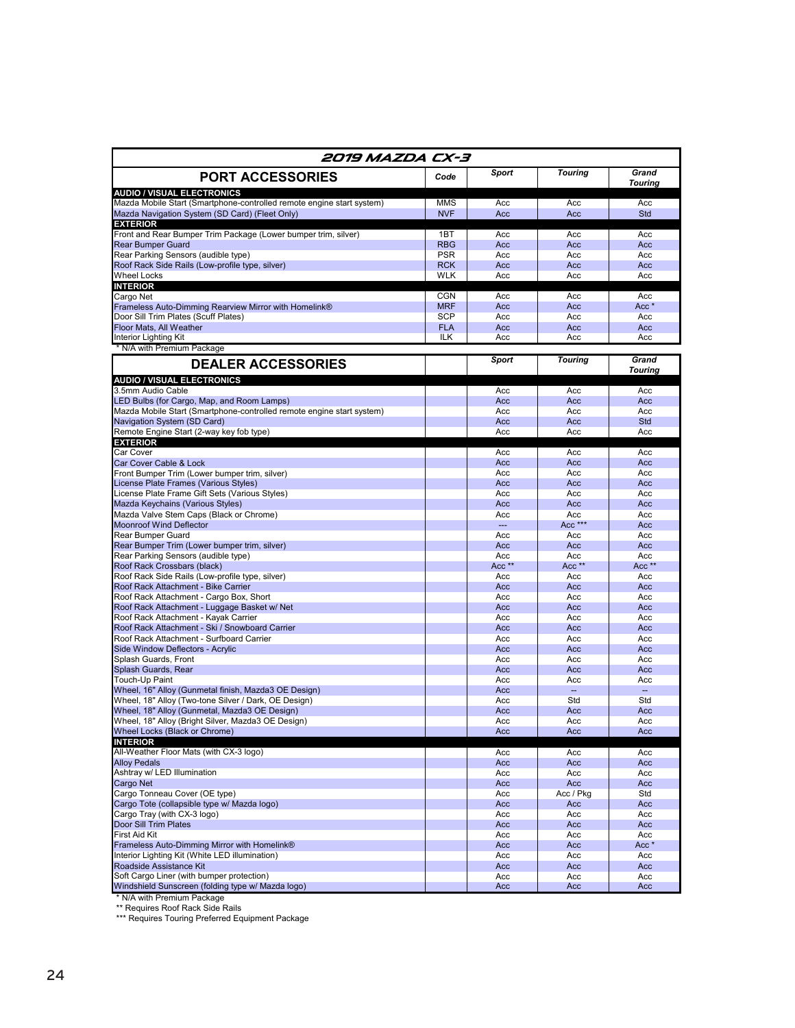## 2019 MAZDA CX-3

| PORT ACCESSORIES | Code | Sport | Touring | Grand Touring |
|---|---|---|---|---|
| **AUDIO / VISUAL ELECTRONICS** | | | | |
| Mazda Mobile Start (Smartphone-controlled remote engine start system) | MMS | Acc | Acc | Acc |
| Mazda Navigation System (SD Card) (Fleet Only) | NVF | Acc | Acc | Std |
| **EXTERIOR** | | | | |
| Front and Rear Bumper Trim Package (Lower bumper trim, silver) | 1BT | Acc | Acc | Acc |
| Rear Bumper Guard | RBG | Acc | Acc | Acc |
| Rear Parking Sensors (audible type) | PSR | Acc | Acc | Acc |
| Roof Rack Side Rails (Low-profile type, silver) | RCK | Acc | Acc | Acc |
| Wheel Locks | WLK | Acc | Acc | Acc |
| **INTERIOR** | | | | |
| Cargo Net | CGN | Acc | Acc | Acc |
| Frameless Auto-Dimming Rearview Mirror with Homelink® | MRF | Acc | Acc | Acc * |
| Door Sill Trim Plates (Scuff Plates) | SCP | Acc | Acc | Acc |
| Floor Mats, All Weather | FLA | Acc | Acc | Acc |
| Interior Lighting Kit | ILK | Acc | Acc | Acc |

* N/A with Premium Package

| DEALER ACCESSORIES | | Sport | Touring | Grand Touring |
|---|---|---|---|---|
| **AUDIO / VISUAL ELECTRONICS** | | | | |
| 3.5mm Audio Cable | | Acc | Acc | Acc |
| LED Bulbs (for Cargo, Map, and Room Lamps) | | Acc | Acc | Acc |
| Mazda Mobile Start (Smartphone-controlled remote engine start system) | | Acc | Acc | Acc |
| Navigation System (SD Card) | | Acc | Acc | Std |
| Remote Engine Start (2-way key fob type) | | Acc | Acc | Acc |
| **EXTERIOR** | | | | |
| Car Cover | | Acc | Acc | Acc |
| Car Cover Cable & Lock | | Acc | Acc | Acc |
| Front Bumper Trim (Lower bumper trim, silver) | | Acc | Acc | Acc |
| License Plate Frames (Various Styles) | | Acc | Acc | Acc |
| License Plate Frame Gift Sets (Various Styles) | | Acc | Acc | Acc |
| Mazda Keychains (Various Styles) | | Acc | Acc | Acc |
| Mazda Valve Stem Caps (Black or Chrome) | | Acc | Acc | Acc |
| Moonroof Wind Deflector | | --- | Acc *** | Acc |
| Rear Bumper Guard | | Acc | Acc | Acc |
| Rear Bumper Trim (Lower bumper trim, silver) | | Acc | Acc | Acc |
| Rear Parking Sensors (audible type) | | Acc | Acc | Acc |
| Roof Rack Crossbars (black) | | Acc ** | Acc ** | Acc ** |
| Roof Rack Side Rails (Low-profile type, silver) | | Acc | Acc | Acc |
| Roof Rack Attachment - Bike Carrier | | Acc | Acc | Acc |
| Roof Rack Attachment - Cargo Box, Short | | Acc | Acc | Acc |
| Roof Rack Attachment - Luggage Basket w/ Net | | Acc | Acc | Acc |
| Roof Rack Attachment - Kayak Carrier | | Acc | Acc | Acc |
| Roof Rack Attachment - Ski / Snowboard Carrier | | Acc | Acc | Acc |
| Roof Rack Attachment - Surfboard Carrier | | Acc | Acc | Acc |
| Side Window Deflectors - Acrylic | | Acc | Acc | Acc |
| Splash Guards, Front | | Acc | Acc | Acc |
| Splash Guards, Rear | | Acc | Acc | Acc |
| Touch-Up Paint | | Acc | Acc | Acc |
| Wheel, 16" Alloy (Gunmetal finish, Mazda3 OE Design) | | Acc | -- | -- |
| Wheel, 18" Alloy (Two-tone Silver / Dark, OE Design) | | Acc | Std | Std |
| Wheel, 18" Alloy (Gunmetal, Mazda3 OE Design) | | Acc | Acc | Acc |
| Wheel, 18" Alloy (Bright Silver, Mazda3 OE Design) | | Acc | Acc | Acc |
| Wheel Locks (Black or Chrome) | | Acc | Acc | Acc |
| **INTERIOR** | | | | |
| All-Weather Floor Mats (with CX-3 logo) | | Acc | Acc | Acc |
| Alloy Pedals | | Acc | Acc | Acc |
| Ashtray w/ LED Illumination | | Acc | Acc | Acc |
| Cargo Net | | Acc | Acc | Acc |
| Cargo Tonneau Cover (OE type) | | Acc | Acc / Pkg | Std |
| Cargo Tote (collapsible type w/ Mazda logo) | | Acc | Acc | Acc |
| Cargo Tray (with CX-3 logo) | | Acc | Acc | Acc |
| Door Sill Trim Plates | | Acc | Acc | Acc |
| First Aid Kit | | Acc | Acc | Acc |
| Frameless Auto-Dimming Mirror with Homelink® | | Acc | Acc | Acc * |
| Interior Lighting Kit (White LED illumination) | | Acc | Acc | Acc |
| Roadside Assistance Kit | | Acc | Acc | Acc |
| Soft Cargo Liner (with bumper protection) | | Acc | Acc | Acc |
| Windshield Sunscreen (folding type w/ Mazda logo) | | Acc | Acc | Acc |

* N/A with Premium Package
** Requires Roof Rack Side Rails
*** Requires Touring Preferred Equipment Package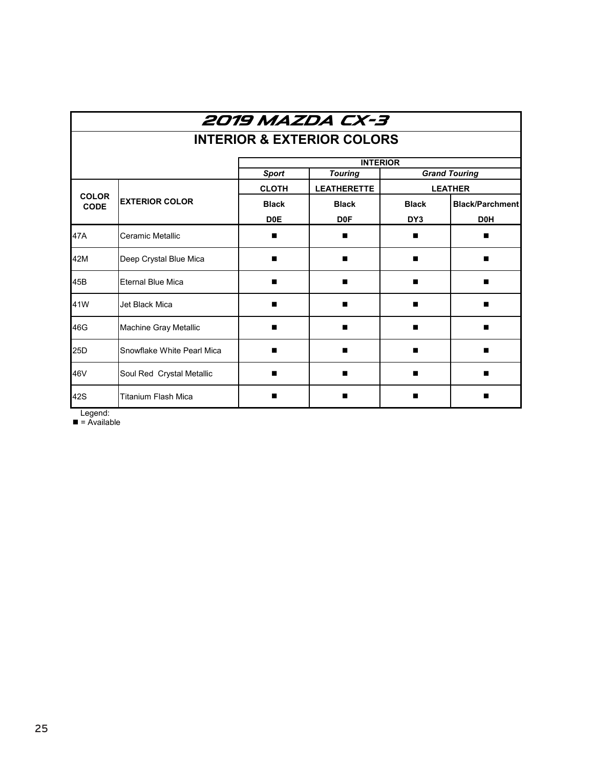# 2019 MAZDA CX-3

## INTERIOR & EXTERIOR COLORS

| | | INTERIOR | | | |
|---|---|---|---|---|---|
| | | *Sport* | *Touring* | *Grand Touring* | |
| **COLOR CODE** | **EXTERIOR COLOR** | **CLOTH** | **LEATHERETTE** | **LEATHER** | |
| | | **Black** | **Black** | **Black** | **Black/Parchment** |
| | | **D0E** | **D0F** | **DY3** | **D0H** |
| 47A | Ceramic Metallic | ■ | ■ | ■ | ■ |
| 42M | Deep Crystal Blue Mica | ■ | ■ | ■ | ■ |
| 45B | Eternal Blue Mica | ■ | ■ | ■ | ■ |
| 41W | Jet Black Mica | ■ | ■ | ■ | ■ |
| 46G | Machine Gray Metallic | ■ | ■ | ■ | ■ |
| 25D | Snowflake White Pearl Mica | ■ | ■ | ■ | ■ |
| 46V | Soul Red Crystal Metallic | ■ | ■ | ■ | ■ |
| 42S | Titanium Flash Mica | ■ | ■ | ■ | ■ |

Legend:
■ = Available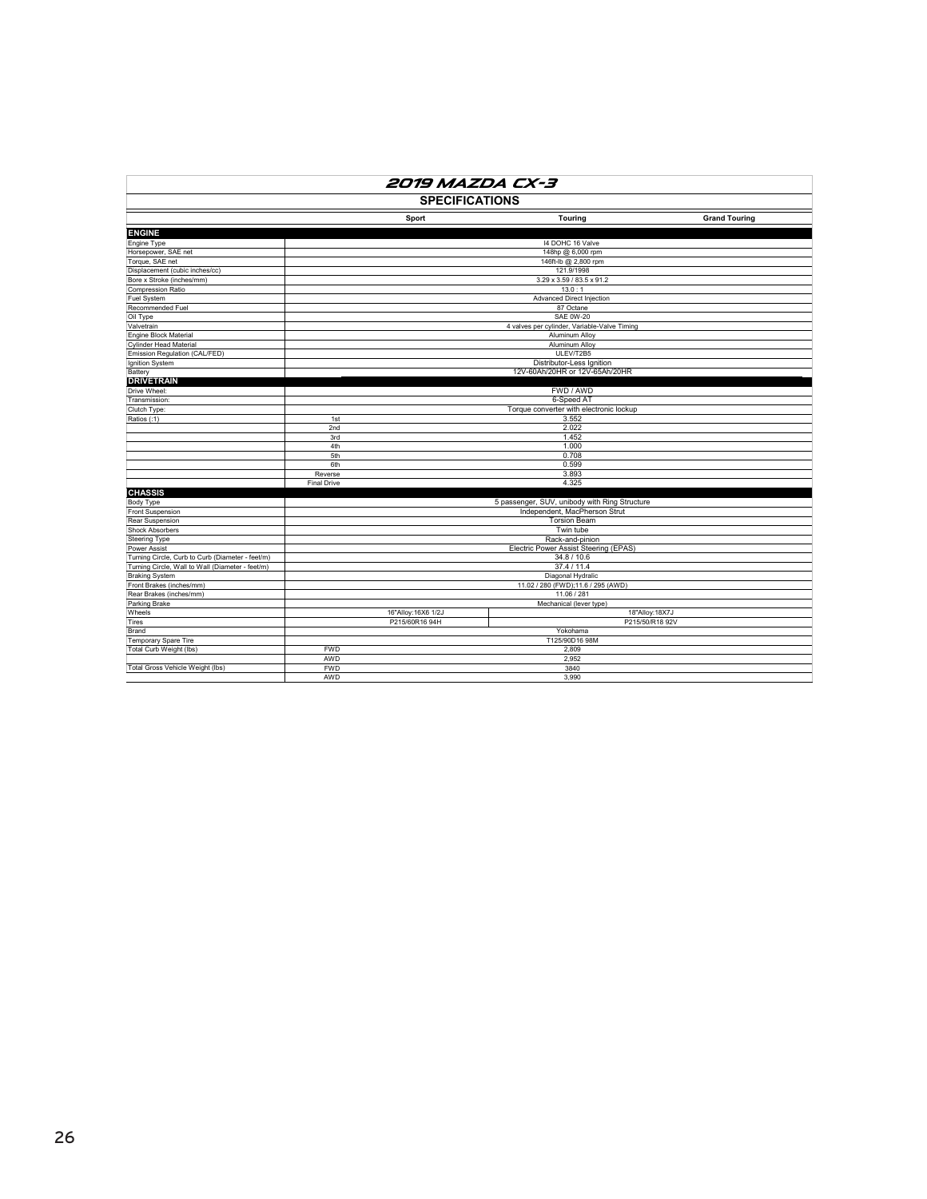# 2019 MAZDA CX-3

## SPECIFICATIONS

| | | Sport | Touring | Grand Touring |
|---|---|---|---|---|
| **ENGINE** | | | | |
| Engine Type | | I4 DOHC 16 Valve | | |
| Horsepower, SAE net | | 148hp @ 6,000 rpm | | |
| Torque, SAE net | | 146ft-lb @ 2,800 rpm | | |
| Displacement (cubic inches/cc) | | 121.9/1998 | | |
| Bore x Stroke (inches/mm) | | 3.29 x 3.59 / 83.5 x 91.2 | | |
| Compression Ratio | | 13.0 : 1 | | |
| Fuel System | | Advanced Direct Injection | | |
| Recommended Fuel | | 87 Octane | | |
| Oil Type | | SAE 0W-20 | | |
| Valvetrain | | 4 valves per cylinder, Variable-Valve Timing | | |
| Engine Block Material | | Aluminum Alloy | | |
| Cylinder Head Material | | Aluminum Alloy | | |
| Emission Regulation (CAL/FED) | | ULEV/T2B5 | | |
| Ignition System | | Distributor-Less Ignition | | |
| Battery | | 12V-60Ah/20HR or 12V-65Ah/20HR | | |
| **DRIVETRAIN** | | | | |
| Drive Wheel: | | FWD / AWD | | |
| Transmission: | | 6-Speed AT | | |
| Clutch Type: | | Torque converter with electronic lockup | | |
| Ratios (:1) | 1st | 3.552 | | |
| | 2nd | 2.022 | | |
| | 3rd | 1.452 | | |
| | 4th | 1.000 | | |
| | 5th | 0.708 | | |
| | 6th | 0.599 | | |
| | Reverse | 3.893 | | |
| | Final Drive | 4.325 | | |
| **CHASSIS** | | | | |
| Body Type | | 5 passenger, SUV, unibody with Ring Structure | | |
| Front Suspension | | Independent, MacPherson Strut | | |
| Rear Suspension | | Torsion Beam | | |
| Shock Absorbers | | Twin tube | | |
| Steering Type | | Rack-and-pinion | | |
| Power Assist | | Electric Power Assist Steering (EPAS) | | |
| Turning Circle, Curb to Curb (Diameter - feet/m) | | 34.8 / 10.6 | | |
| Turning Circle, Wall to Wall (Diameter - feet/m) | | 37.4 / 11.4 | | |
| Braking System | | Diagonal Hydralic | | |
| Front Brakes (inches/mm) | | 11.02 / 280 (FWD);11.6 / 295 (AWD) | | |
| Rear Brakes (inches/mm) | | 11.06 / 281 | | |
| Parking Brake | | Mechanical (lever type) | | |
| Wheels | | 16"Alloy:16X6 1/2J | 18"Alloy:18X7J | |
| Tires | | P215/60R16 94H | P215/50/R18 92V | |
| Brand | | Yokohama | | |
| Temporary Spare Tire | | T125/90D16 98M | | |
| Total Curb Weight (lbs) | FWD | 2,809 | | |
| | AWD | 2,952 | | |
| Total Gross Vehicle Weight (lbs) | FWD | 3840 | | |
| | AWD | 3,990 | | |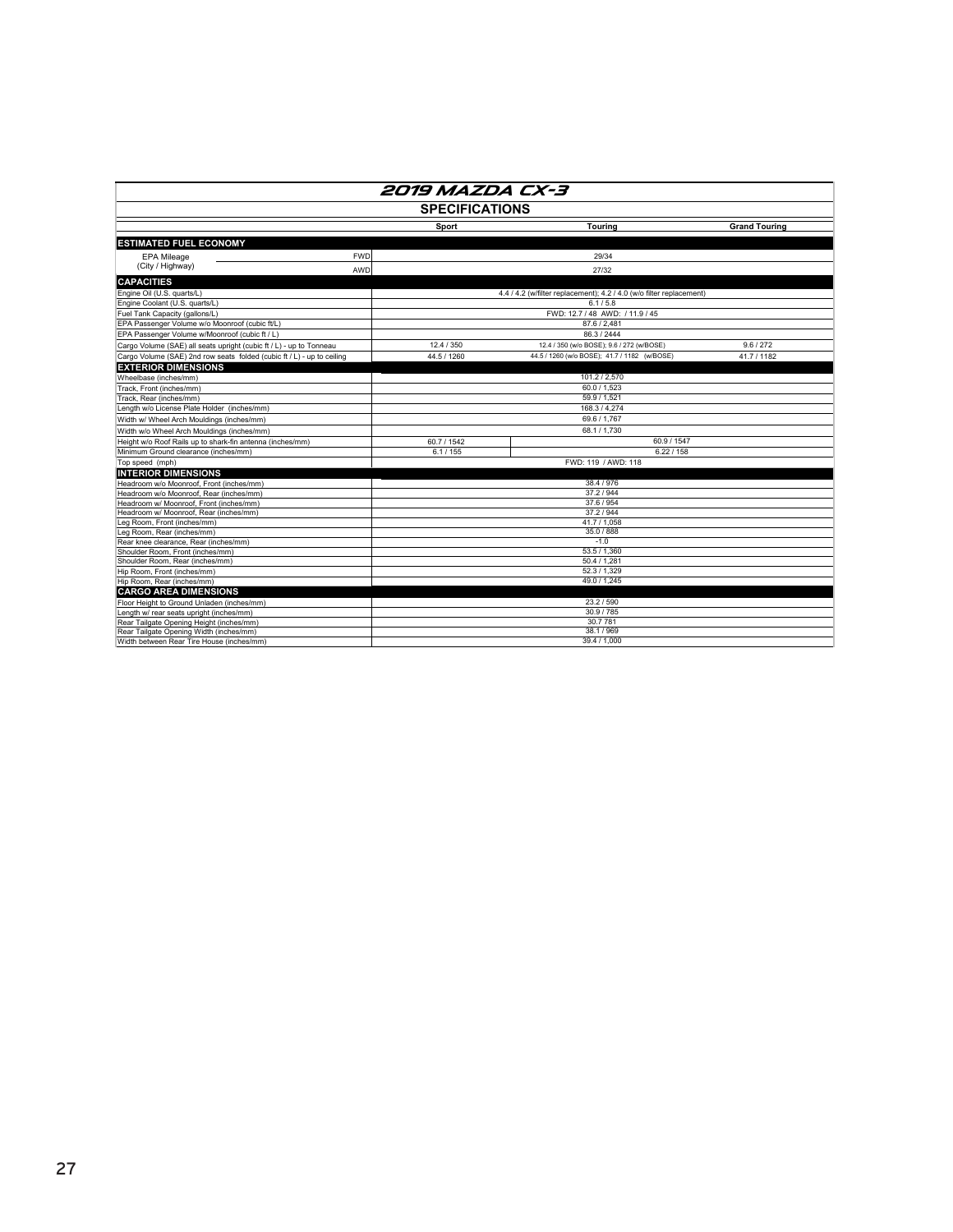# 2019 MAZDA CX-3

## SPECIFICATIONS

| | | Sport | Touring | Grand Touring |
|---|---|---|---|---|
| **ESTIMATED FUEL ECONOMY** | | | | |
| EPA Mileage (City / Highway) | FWD | | 29/34 | |
| | AWD | | 27/32 | |
| **CAPACITIES** | | | | |
| Engine Oil (U.S. quarts/L) | | | 4.4 / 4.2 (w/filter replacement); 4.2 / 4.0 (w/o filter replacement) | |
| Engine Coolant (U.S. quarts/L) | | | 6.1 / 5.8 | |
| Fuel Tank Capacity (gallons/L) | | | FWD: 12.7 / 48 AWD: / 11.9 / 45 | |
| EPA Passenger Volume w/o Moonroof (cubic ft/L) | | | 87.6 / 2,481 | |
| EPA Passenger Volume w/Moonroof (cubic ft / L) | | | 86.3 / 2444 | |
| Cargo Volume (SAE) all seats upright (cubic ft / L) - up to Tonneau | | 12.4 / 350 | 12.4 / 350 (w/o BOSE); 9.6 / 272 (w/BOSE) | 9.6 / 272 |
| Cargo Volume (SAE) 2nd row seats folded (cubic ft / L) - up to ceiling | | 44.5 / 1260 | 44.5 / 1260 (w/o BOSE); 41.7 / 1182 (w/BOSE) | 41.7 / 1182 |
| **EXTERIOR DIMENSIONS** | | | | |
| Wheelbase (inches/mm) | | | 101.2 / 2,570 | |
| Track, Front (inches/mm) | | | 60.0 / 1,523 | |
| Track, Rear (inches/mm) | | | 59.9 / 1,521 | |
| Length w/o License Plate Holder (inches/mm) | | | 168.3 / 4,274 | |
| Width w/ Wheel Arch Mouldings (inches/mm) | | | 69.6 / 1,767 | |
| Width w/o Wheel Arch Mouldings (inches/mm) | | | 68.1 / 1,730 | |
| Height w/o Roof Rails up to shark-fin antenna (inches/mm) | | 60.7 / 1542 | 60.9 / 1547 | |
| Minimum Ground clearance (inches/mm) | | 6.1 / 155 | 6.22 / 158 | |
| Top speed (mph) | | | FWD: 119 / AWD: 118 | |
| **INTERIOR DIMENSIONS** | | | | |
| Headroom w/o Moonroof, Front (inches/mm) | | | 38.4 / 976 | |
| Headroom w/o Moonroof, Rear (inches/mm) | | | 37.2 / 944 | |
| Headroom w/ Moonroof, Front (inches/mm) | | | 37.6 / 954 | |
| Headroom w/ Moonroof, Rear (inches/mm) | | | 37.2 / 944 | |
| Leg Room, Front (inches/mm) | | | 41.7 / 1,058 | |
| Leg Room, Rear (inches/mm) | | | 35.0 / 888 | |
| Rear knee clearance, Rear (inches/mm) | | | -1.0 | |
| Shoulder Room, Front (inches/mm) | | | 53.5 / 1,360 | |
| Shoulder Room, Rear (inches/mm) | | | 50.4 / 1,281 | |
| Hip Room, Front (inches/mm) | | | 52.3 / 1,329 | |
| Hip Room, Rear (inches/mm) | | | 49.0 / 1,245 | |
| **CARGO AREA DIMENSIONS** | | | | |
| Floor Height to Ground Unladen (inches/mm) | | | 23.2 / 590 | |
| Length w/ rear seats upright (inches/mm) | | | 30.9 / 785 | |
| Rear Tailgate Opening Height (inches/mm) | | | 30.7 781 | |
| Rear Tailgate Opening Width (inches/mm) | | | 38.1 / 969 | |
| Width between Rear Tire House (inches/mm) | | | 39.4 / 1,000 | |